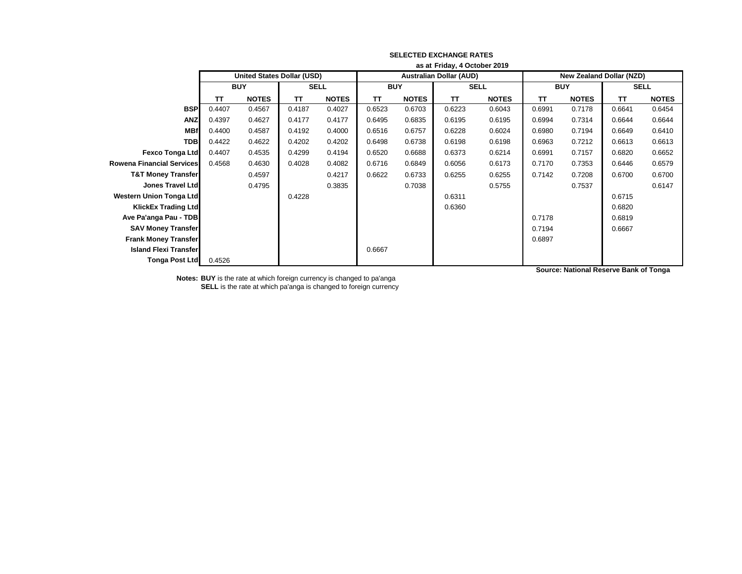**SELECTED EXCHANGE RATES**

**as at Friday, 4 October 2019**

| | United States Dollar (USD) | | | | Australian Dollar (AUD) | | | | New Zealand Dollar (NZD) | | | |
|---|---|---|---|---|---|---|---|---|---|---|---|---|
| | BUY | | SELL | | BUY | | SELL | | BUY | | SELL | |
| | TT | NOTES | TT | NOTES | TT | NOTES | TT | NOTES | TT | NOTES | TT | NOTES |
| **BSP** | 0.4407 | 0.4567 | 0.4187 | 0.4027 | 0.6523 | 0.6703 | 0.6223 | 0.6043 | 0.6991 | 0.7178 | 0.6641 | 0.6454 |
| **ANZ** | 0.4397 | 0.4627 | 0.4177 | 0.4177 | 0.6495 | 0.6835 | 0.6195 | 0.6195 | 0.6994 | 0.7314 | 0.6644 | 0.6644 |
| **MBf** | 0.4400 | 0.4587 | 0.4192 | 0.4000 | 0.6516 | 0.6757 | 0.6228 | 0.6024 | 0.6980 | 0.7194 | 0.6649 | 0.6410 |
| **TDB** | 0.4422 | 0.4622 | 0.4202 | 0.4202 | 0.6498 | 0.6738 | 0.6198 | 0.6198 | 0.6963 | 0.7212 | 0.6613 | 0.6613 |
| **Fexco Tonga Ltd** | 0.4407 | 0.4535 | 0.4299 | 0.4194 | 0.6520 | 0.6688 | 0.6373 | 0.6214 | 0.6991 | 0.7157 | 0.6820 | 0.6652 |
| **Rowena Financial Services** | 0.4568 | 0.4630 | 0.4028 | 0.4082 | 0.6716 | 0.6849 | 0.6056 | 0.6173 | 0.7170 | 0.7353 | 0.6446 | 0.6579 |
| **T&T Money Transfer** | | 0.4597 | | 0.4217 | 0.6622 | 0.6733 | 0.6255 | 0.6255 | 0.7142 | 0.7208 | 0.6700 | 0.6700 |
| **Jones Travel Ltd** | | 0.4795 | | 0.3835 | | 0.7038 | | 0.5755 | | 0.7537 | | 0.6147 |
| **Western Union Tonga Ltd** | | | 0.4228 | | | | 0.6311 | | | | 0.6715 | |
| **KlickEx Trading Ltd** | | | | | | | 0.6360 | | | | 0.6820 | |
| **Ave Pa'anga Pau - TDB** | | | | | | | | | 0.7178 | | 0.6819 | |
| **SAV Money Transfer** | | | | | | | | | 0.7194 | | 0.6667 | |
| **Frank Money Transfer** | | | | | | | | | 0.6897 | | | |
| **Island Flexi Transfer** | | | | | 0.6667 | | | | | | | |
| **Tonga Post Ltd** | 0.4526 | | | | | | | | | | | |

**Source: National Reserve Bank of Tonga**

**Notes:** **BUY** is the rate at which foreign currency is changed to pa'anga
**SELL** is the rate at which pa'anga is changed to foreign currency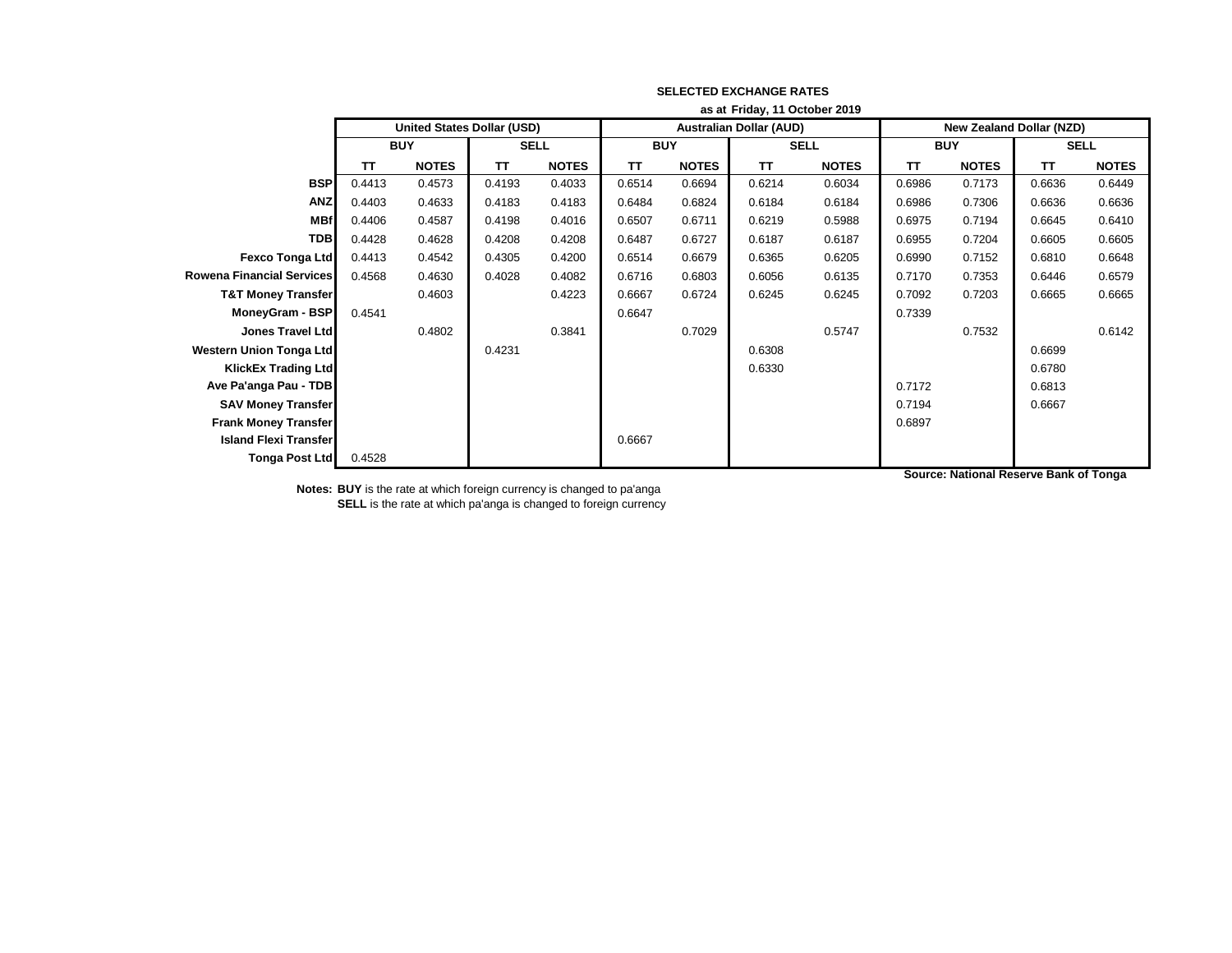**SELECTED EXCHANGE RATES**

**as at Friday, 11 October 2019**

| | United States Dollar (USD) | | | | Australian Dollar (AUD) | | | | New Zealand Dollar (NZD) | | | |
|---|---|---|---|---|---|---|---|---|---|---|---|---|
| | BUY | | SELL | | BUY | | SELL | | BUY | | SELL | |
| | TT | NOTES | TT | NOTES | TT | NOTES | TT | NOTES | TT | NOTES | TT | NOTES |
| **BSP** | 0.4413 | 0.4573 | 0.4193 | 0.4033 | 0.6514 | 0.6694 | 0.6214 | 0.6034 | 0.6986 | 0.7173 | 0.6636 | 0.6449 |
| **ANZ** | 0.4403 | 0.4633 | 0.4183 | 0.4183 | 0.6484 | 0.6824 | 0.6184 | 0.6184 | 0.6986 | 0.7306 | 0.6636 | 0.6636 |
| **MBf** | 0.4406 | 0.4587 | 0.4198 | 0.4016 | 0.6507 | 0.6711 | 0.6219 | 0.5988 | 0.6975 | 0.7194 | 0.6645 | 0.6410 |
| **TDB** | 0.4428 | 0.4628 | 0.4208 | 0.4208 | 0.6487 | 0.6727 | 0.6187 | 0.6187 | 0.6955 | 0.7204 | 0.6605 | 0.6605 |
| **Fexco Tonga Ltd** | 0.4413 | 0.4542 | 0.4305 | 0.4200 | 0.6514 | 0.6679 | 0.6365 | 0.6205 | 0.6990 | 0.7152 | 0.6810 | 0.6648 |
| **Rowena Financial Services** | 0.4568 | 0.4630 | 0.4028 | 0.4082 | 0.6716 | 0.6803 | 0.6056 | 0.6135 | 0.7170 | 0.7353 | 0.6446 | 0.6579 |
| **T&T Money Transfer** | | 0.4603 | | 0.4223 | 0.6667 | 0.6724 | 0.6245 | 0.6245 | 0.7092 | 0.7203 | 0.6665 | 0.6665 |
| **MoneyGram - BSP** | 0.4541 | | | | 0.6647 | | | | 0.7339 | | | |
| **Jones Travel Ltd** | | 0.4802 | | 0.3841 | | 0.7029 | | 0.5747 | | 0.7532 | | 0.6142 |
| **Western Union Tonga Ltd** | | | 0.4231 | | | | 0.6308 | | | | 0.6699 | |
| **KlickEx Trading Ltd** | | | | | | | 0.6330 | | | | 0.6780 | |
| **Ave Pa'anga Pau - TDB** | | | | | | | | | 0.7172 | | 0.6813 | |
| **SAV Money Transfer** | | | | | | | | | 0.7194 | | 0.6667 | |
| **Frank Money Transfer** | | | | | | | | | 0.6897 | | | |
| **Island Flexi Transfer** | | | | | 0.6667 | | | | | | | |
| **Tonga Post Ltd** | 0.4528 | | | | | | | | | | | |

**Source: National Reserve Bank of Tonga**

**Notes: BUY** is the rate at which foreign currency is changed to pa'anga
**SELL** is the rate at which pa'anga is changed to foreign currency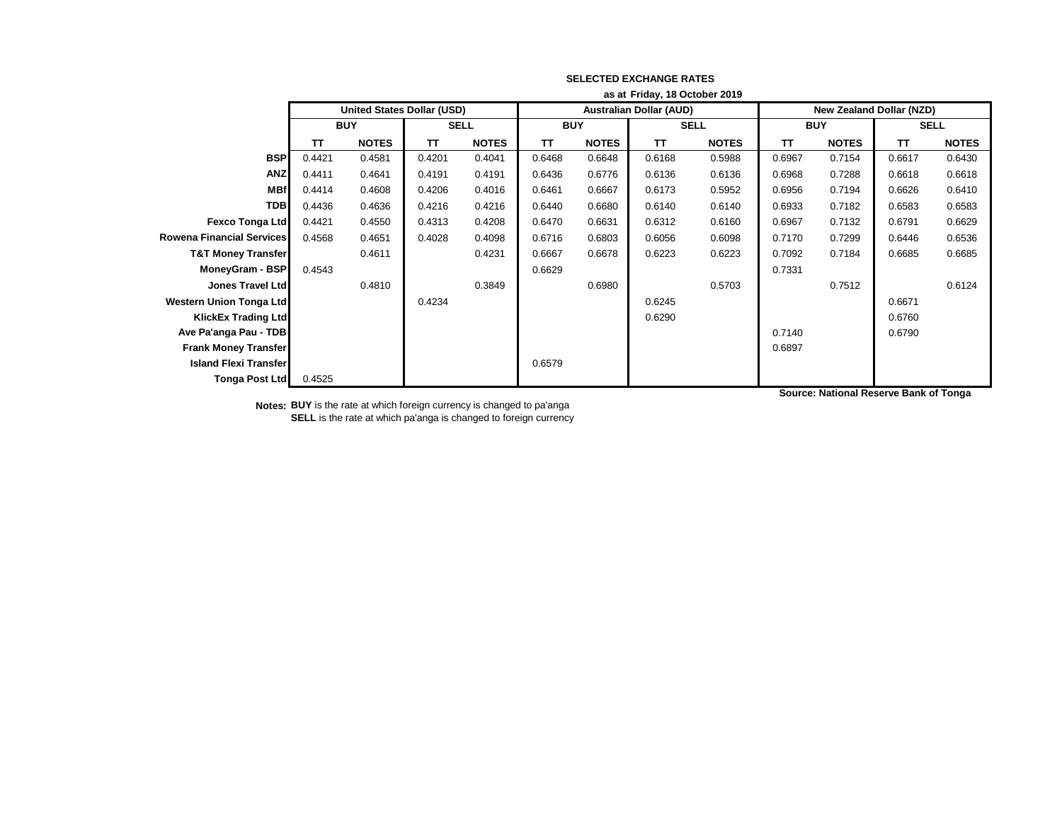**SELECTED EXCHANGE RATES**

**as at Friday, 18 October 2019**

| | United States Dollar (USD) | | | | Australian Dollar (AUD) | | | | New Zealand Dollar (NZD) | | | |
|---|---|---|---|---|---|---|---|---|---|---|---|---|
| | BUY | | SELL | | BUY | | SELL | | BUY | | SELL | |
| | TT | NOTES | TT | NOTES | TT | NOTES | TT | NOTES | TT | NOTES | TT | NOTES |
| **BSP** | 0.4421 | 0.4581 | 0.4201 | 0.4041 | 0.6468 | 0.6648 | 0.6168 | 0.5988 | 0.6967 | 0.7154 | 0.6617 | 0.6430 |
| **ANZ** | 0.4411 | 0.4641 | 0.4191 | 0.4191 | 0.6436 | 0.6776 | 0.6136 | 0.6136 | 0.6968 | 0.7288 | 0.6618 | 0.6618 |
| **MBf** | 0.4414 | 0.4608 | 0.4206 | 0.4016 | 0.6461 | 0.6667 | 0.6173 | 0.5952 | 0.6956 | 0.7194 | 0.6626 | 0.6410 |
| **TDB** | 0.4436 | 0.4636 | 0.4216 | 0.4216 | 0.6440 | 0.6680 | 0.6140 | 0.6140 | 0.6933 | 0.7182 | 0.6583 | 0.6583 |
| **Fexco Tonga Ltd** | 0.4421 | 0.4550 | 0.4313 | 0.4208 | 0.6470 | 0.6631 | 0.6312 | 0.6160 | 0.6967 | 0.7132 | 0.6791 | 0.6629 |
| **Rowena Financial Services** | 0.4568 | 0.4651 | 0.4028 | 0.4098 | 0.6716 | 0.6803 | 0.6056 | 0.6098 | 0.7170 | 0.7299 | 0.6446 | 0.6536 |
| **T&T Money Transfer** | | 0.4611 | | 0.4231 | 0.6667 | 0.6678 | 0.6223 | 0.6223 | 0.7092 | 0.7184 | 0.6685 | 0.6685 |
| **MoneyGram - BSP** | 0.4543 | | | | 0.6629 | | | | 0.7331 | | | |
| **Jones Travel Ltd** | | 0.4810 | | 0.3849 | | 0.6980 | | 0.5703 | | 0.7512 | | 0.6124 |
| **Western Union Tonga Ltd** | | | 0.4234 | | | | 0.6245 | | | | 0.6671 | |
| **KlickEx Trading Ltd** | | | | | | | 0.6290 | | | | 0.6760 | |
| **Ave Pa'anga Pau - TDB** | | | | | | | | | 0.7140 | | 0.6790 | |
| **Frank Money Transfer** | | | | | | | | | 0.6897 | | | |
| **Island Flexi Transfer** | | | | | 0.6579 | | | | | | | |
| **Tonga Post Ltd** | 0.4525 | | | | | | | | | | | |

**Source: National Reserve Bank of Tonga**

**Notes:** **BUY** is the rate at which foreign currency is changed to pa'anga
**SELL** is the rate at which pa'anga is changed to foreign currency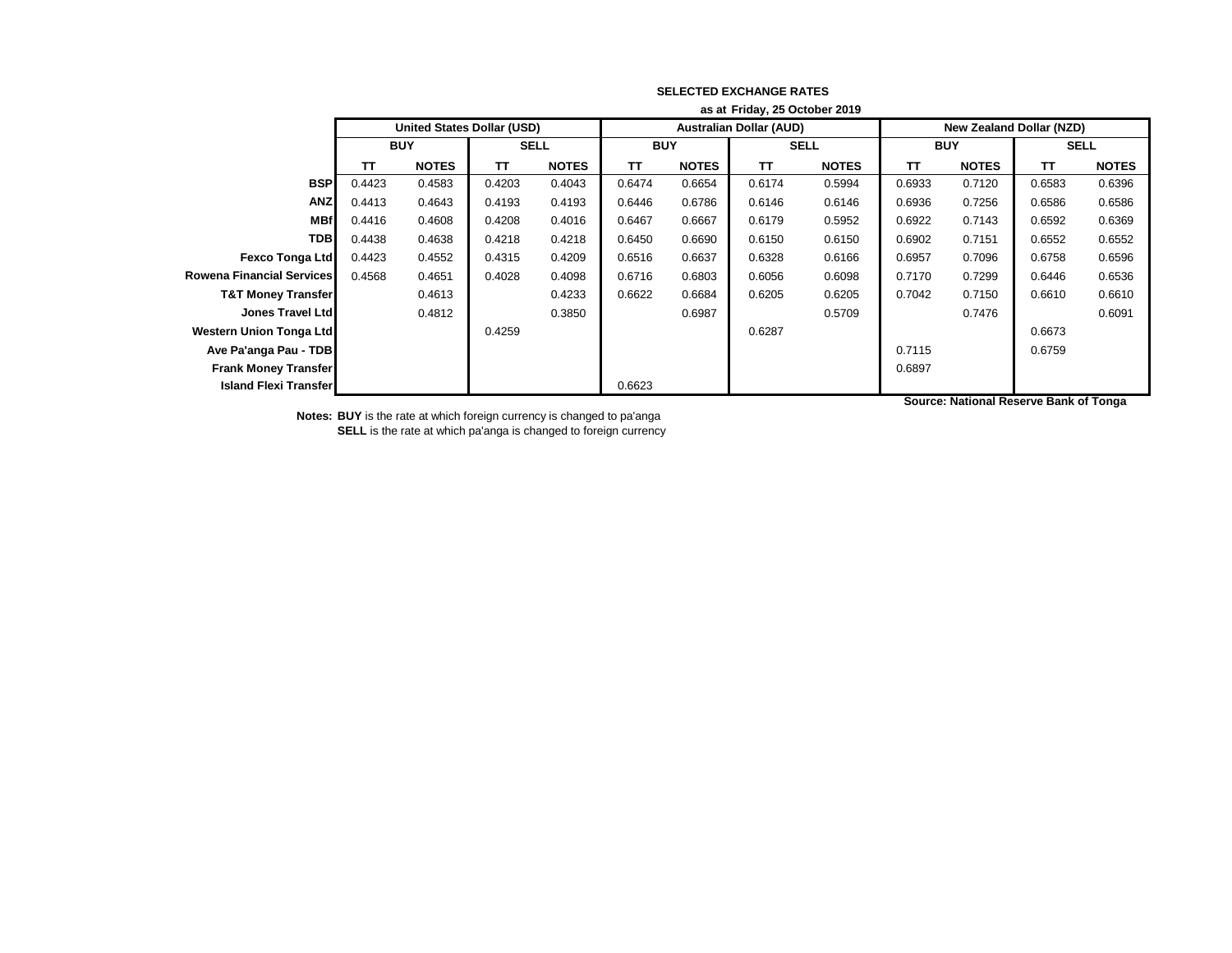**SELECTED EXCHANGE RATES**

**as at Friday, 25 October 2019**

| | United States Dollar (USD) | | | | Australian Dollar (AUD) | | | | New Zealand Dollar (NZD) | | | |
|---|---|---|---|---|---|---|---|---|---|---|---|---|
| | BUY | | SELL | | BUY | | SELL | | BUY | | SELL | |
| | TT | NOTES | TT | NOTES | TT | NOTES | TT | NOTES | TT | NOTES | TT | NOTES |
| **BSP** | 0.4423 | 0.4583 | 0.4203 | 0.4043 | 0.6474 | 0.6654 | 0.6174 | 0.5994 | 0.6933 | 0.7120 | 0.6583 | 0.6396 |
| **ANZ** | 0.4413 | 0.4643 | 0.4193 | 0.4193 | 0.6446 | 0.6786 | 0.6146 | 0.6146 | 0.6936 | 0.7256 | 0.6586 | 0.6586 |
| **MBf** | 0.4416 | 0.4608 | 0.4208 | 0.4016 | 0.6467 | 0.6667 | 0.6179 | 0.5952 | 0.6922 | 0.7143 | 0.6592 | 0.6369 |
| **TDB** | 0.4438 | 0.4638 | 0.4218 | 0.4218 | 0.6450 | 0.6690 | 0.6150 | 0.6150 | 0.6902 | 0.7151 | 0.6552 | 0.6552 |
| **Fexco Tonga Ltd** | 0.4423 | 0.4552 | 0.4315 | 0.4209 | 0.6516 | 0.6637 | 0.6328 | 0.6166 | 0.6957 | 0.7096 | 0.6758 | 0.6596 |
| **Rowena Financial Services** | 0.4568 | 0.4651 | 0.4028 | 0.4098 | 0.6716 | 0.6803 | 0.6056 | 0.6098 | 0.7170 | 0.7299 | 0.6446 | 0.6536 |
| **T&T Money Transfer** | | 0.4613 | | 0.4233 | 0.6622 | 0.6684 | 0.6205 | 0.6205 | 0.7042 | 0.7150 | 0.6610 | 0.6610 |
| **Jones Travel Ltd** | | 0.4812 | | 0.3850 | | 0.6987 | | 0.5709 | | 0.7476 | | 0.6091 |
| **Western Union Tonga Ltd** | | | 0.4259 | | | | 0.6287 | | | | 0.6673 | |
| **Ave Pa'anga Pau - TDB** | | | | | | | | | 0.7115 | | 0.6759 | |
| **Frank Money Transfer** | | | | | | | | | 0.6897 | | | |
| **Island Flexi Transfer** | | | | | 0.6623 | | | | | | | |

**Source: National Reserve Bank of Tonga**

**Notes: BUY** is the rate at which foreign currency is changed to pa'anga
**SELL** is the rate at which pa'anga is changed to foreign currency